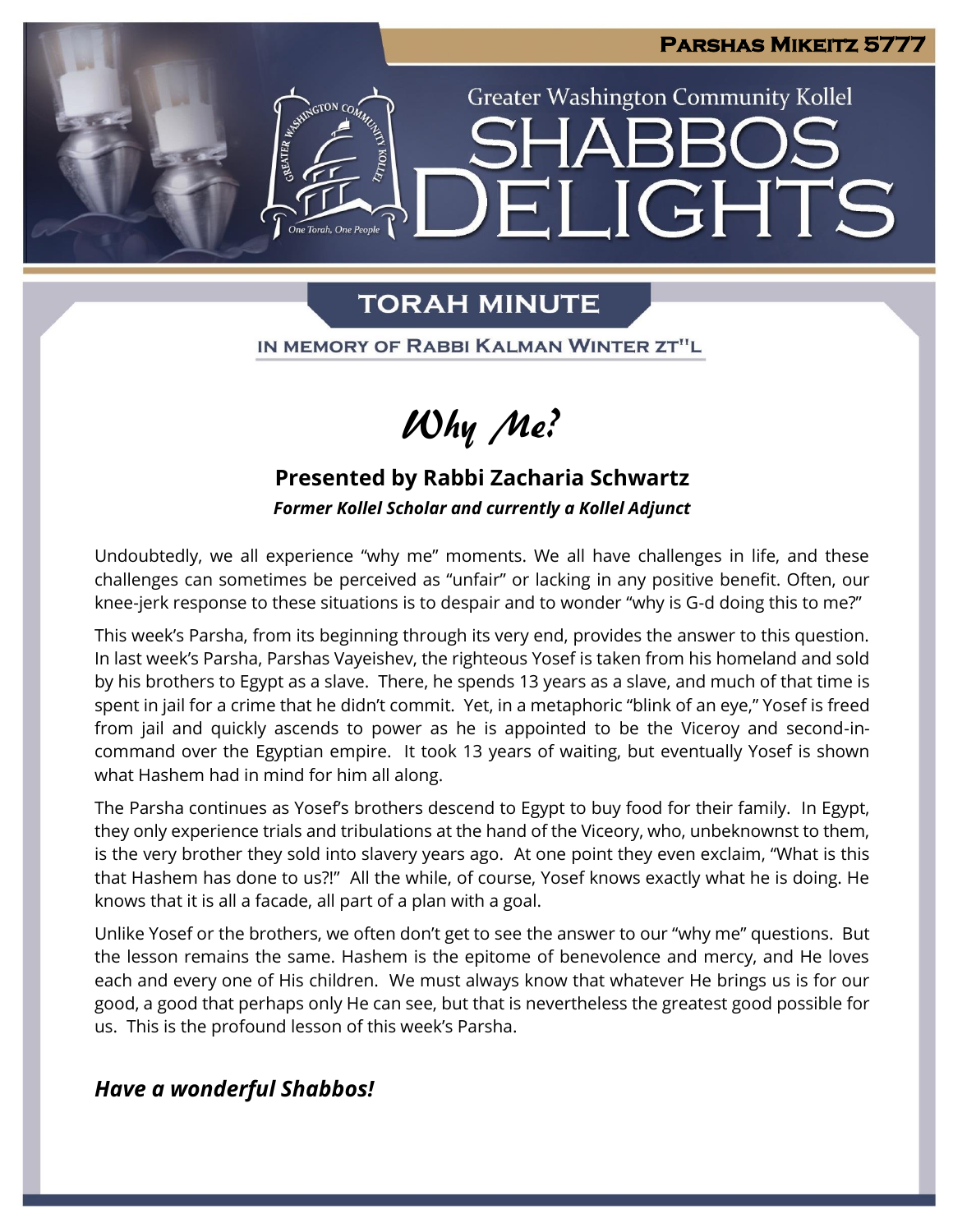Parshas Mikeitz 5777

Greater Washington Community Kollel

# SHABBOS DELIGHTS

## TORAH MINUTE

IN MEMORY OF RABBI KALMAN WINTER ZT"L

# *Why Me?*

**Presented by Rabbi Zacharia Schwartz**

***Former Kollel Scholar and currently a Kollel Adjunct***

Undoubtedly, we all experience "why me" moments. We all have challenges in life, and these challenges can sometimes be perceived as "unfair" or lacking in any positive benefit. Often, our knee-jerk response to these situations is to despair and to wonder "why is G-d doing this to me?"

This week's Parsha, from its beginning through its very end, provides the answer to this question. In last week's Parsha, Parshas Vayeishev, the righteous Yosef is taken from his homeland and sold by his brothers to Egypt as a slave. There, he spends 13 years as a slave, and much of that time is spent in jail for a crime that he didn't commit. Yet, in a metaphoric "blink of an eye," Yosef is freed from jail and quickly ascends to power as he is appointed to be the Viceroy and second-in-command over the Egyptian empire. It took 13 years of waiting, but eventually Yosef is shown what Hashem had in mind for him all along.

The Parsha continues as Yosef's brothers descend to Egypt to buy food for their family. In Egypt, they only experience trials and tribulations at the hand of the Viceroy, who, unbeknownst to them, is the very brother they sold into slavery years ago. At one point they even exclaim, "What is this that Hashem has done to us?!" All the while, of course, Yosef knows exactly what he is doing. He knows that it is all a facade, all part of a plan with a goal.

Unlike Yosef or the brothers, we often don't get to see the answer to our "why me" questions. But the lesson remains the same. Hashem is the epitome of benevolence and mercy, and He loves each and every one of His children. We must always know that whatever He brings us is for our good, a good that perhaps only He can see, but that is nevertheless the greatest good possible for us. This is the profound lesson of this week's Parsha.

***Have a wonderful Shabbos!***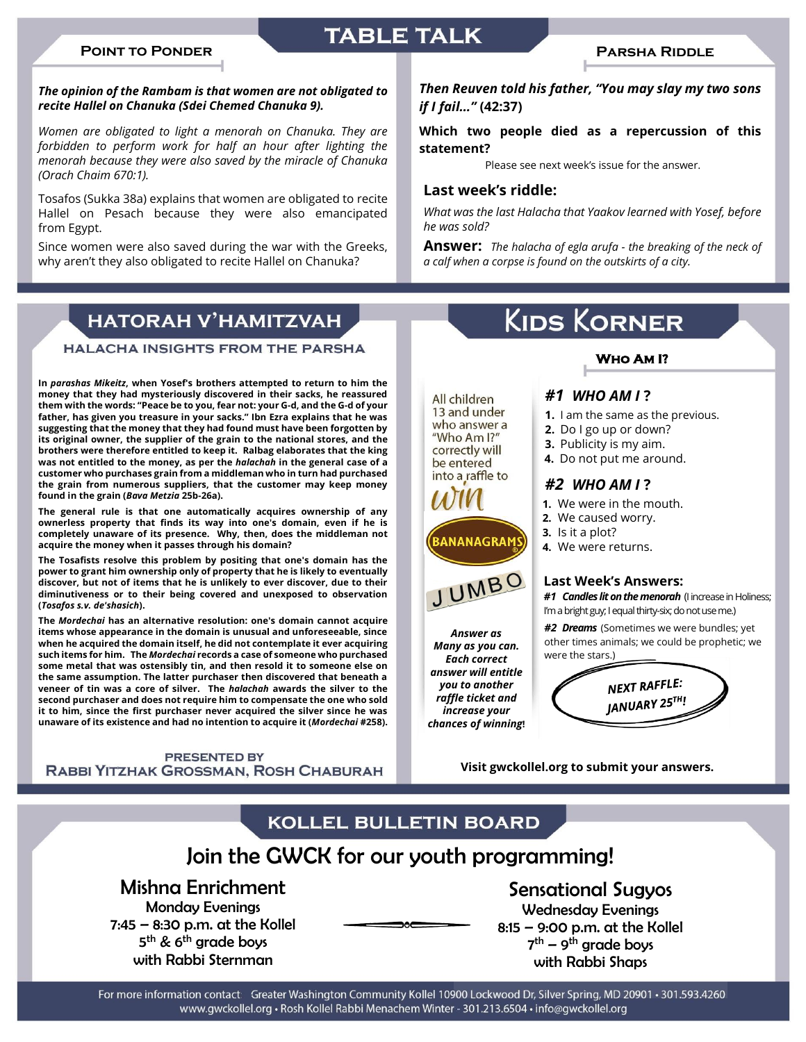# TABLE TALK

## Point to Ponder

***The opinion of the Rambam is that women are not obligated to recite Hallel on Chanuka (Sdei Chemed Chanuka 9).***

*Women are obligated to light a menorah on Chanuka. They are forbidden to perform work for half an hour after lighting the menorah because they were also saved by the miracle of Chanuka (Orach Chaim 670:1).*

Tosafos (Sukka 38a) explains that women are obligated to recite Hallel on Pesach because they were also emancipated from Egypt.

Since women were also saved during the war with the Greeks, why aren't they also obligated to recite Hallel on Chanuka?

## Parsha Riddle

***Then Reuven told his father, "You may slay my two sons if I fail..."*** **(42:37)**

**Which two people died as a repercussion of this statement?**

Please see next week's issue for the answer.

### Last week's riddle:

*What was the last Halacha that Yaakov learned with Yosef, before he was sold?*

**Answer:** *The halacha of egla arufa - the breaking of the neck of a calf when a corpse is found on the outskirts of a city.*

# HATORAH V'HAMITZVAH

## HALACHA INSIGHTS FROM THE PARSHA

**In *parashas Mikeitz*, when Yosef's brothers attempted to return to him the money that they had mysteriously discovered in their sacks, he reassured them with the words: "Peace be to you, fear not: your G-d, and the G-d of your father, has given you treasure in your sacks." Ibn Ezra explains that he was suggesting that the money that they had found must have been forgotten by its original owner, the supplier of the grain to the national stores, and the brothers were therefore entitled to keep it. Ralbag elaborates that the king was not entitled to the money, as per the *halachah* in the general case of a customer who purchases grain from a middleman who in turn had purchased the grain from numerous suppliers, that the customer may keep money found in the grain (*Bava Metzia* 25b-26a).**

**The general rule is that one automatically acquires ownership of any ownerless property that finds its way into one's domain, even if he is completely unaware of its presence. Why, then, does the middleman not acquire the money when it passes through his domain?**

**The Tosafists resolve this problem by positing that one's domain has the power to grant him ownership only of property that he is likely to eventually discover, but not of items that he is unlikely to ever discover, due to their diminutiveness or to their being covered and unexposed to observation (*Tosafos s.v. de'shasich*).**

**The *Mordechai* has an alternative resolution: one's domain cannot acquire items whose appearance in the domain is unusual and unforeseeable, since when he acquired the domain itself, he did not contemplate it ever acquiring such items for him. The *Mordechai* records a case of someone who purchased some metal that was ostensibly tin, and then resold it to someone else on the same assumption. The latter purchaser then discovered that beneath a veneer of tin was a core of silver. The *halachah* awards the silver to the second purchaser and does not require him to compensate the one who sold it to him, since the first purchaser never acquired the silver since he was unaware of its existence and had no intention to acquire it (*Mordechai* #258).**

PRESENTED BY
RABBI YITZHAK GROSSMAN, ROSH CHABURAH

# Kids Korner

## Who Am I?

All children 13 and under who answer a "Who Am I?" correctly will be entered into a raffle to win BANANAGRAMS JUMBO

*Answer as Many as you can. Each correct answer will entitle you to another raffle ticket and increase your chances of winning!*

### #1 WHO AM I ?

1. I am the same as the previous.
2. Do I go up or down?
3. Publicity is my aim.
4. Do not put me around.

### #2 WHO AM I ?

1. We were in the mouth.
2. We caused worry.
3. Is it a plot?
4. We were returns.

### Last Week's Answers:

***#1 Candles lit on the menorah*** (I increase in Holiness; I'm a bright guy; I equal thirty-six; do not use me.)

***#2 Dreams*** (Sometimes we were bundles; yet other times animals; we could be prophetic; we were the stars.)

NEXT RAFFLE: JANUARY 25TH!

**Visit gwckollel.org to submit your answers.**

# KOLLEL BULLETIN BOARD

## Join the GWCK for our youth programming!

**Mishna Enrichment**
Monday Evenings
7:45 – 8:30 p.m. at the Kollel
5th & 6th grade boys
with Rabbi Sternman

**Sensational Sugyos**
Wednesday Evenings
8:15 – 9:00 p.m. at the Kollel
7th – 9th grade boys
with Rabbi Shaps

For more information contact: Greater Washington Community Kollel 10900 Lockwood Dr, Silver Spring, MD 20901 • 301.593.4260
www.gwckollel.org • Rosh Kollel Rabbi Menachem Winter - 301.213.6504 • info@gwckollel.org